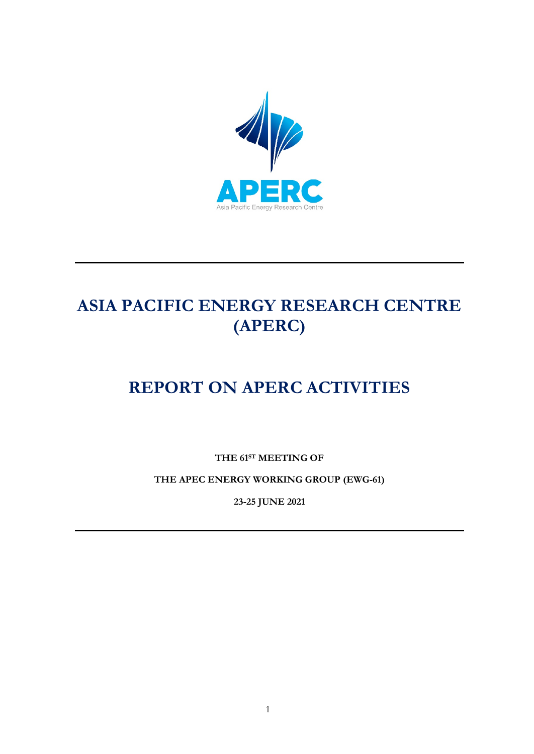APERC

Asia Pacific Energy Research Centre

# ASIA PACIFIC ENERGY RESEARCH CENTRE (APERC)

# REPORT ON APERC ACTIVITIES

**THE 61ST MEETING OF**

**THE APEC ENERGY WORKING GROUP (EWG-61)**

**23-25 JUNE 2021**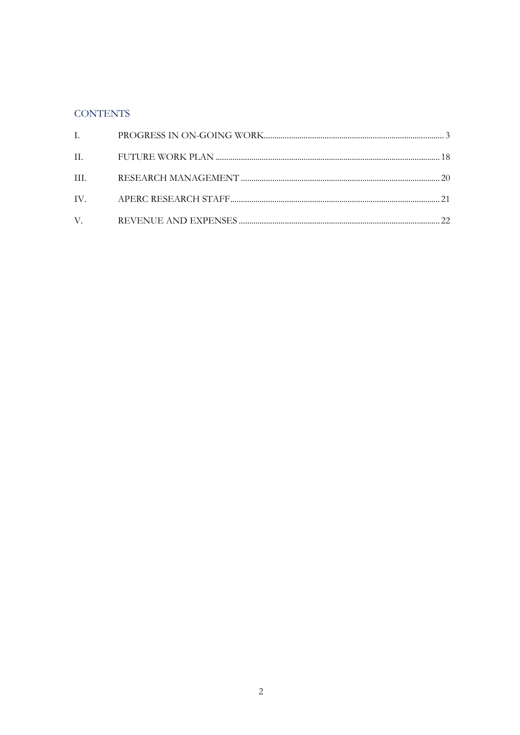## CONTENTS

| | | |
|---|---|---|
| I. | PROGRESS IN ON-GOING WORK | 3 |
| II. | FUTURE WORK PLAN | 18 |
| III. | RESEARCH MANAGEMENT | 20 |
| IV. | APERC RESEARCH STAFF | 21 |
| V. | REVENUE AND EXPENSES | 22 |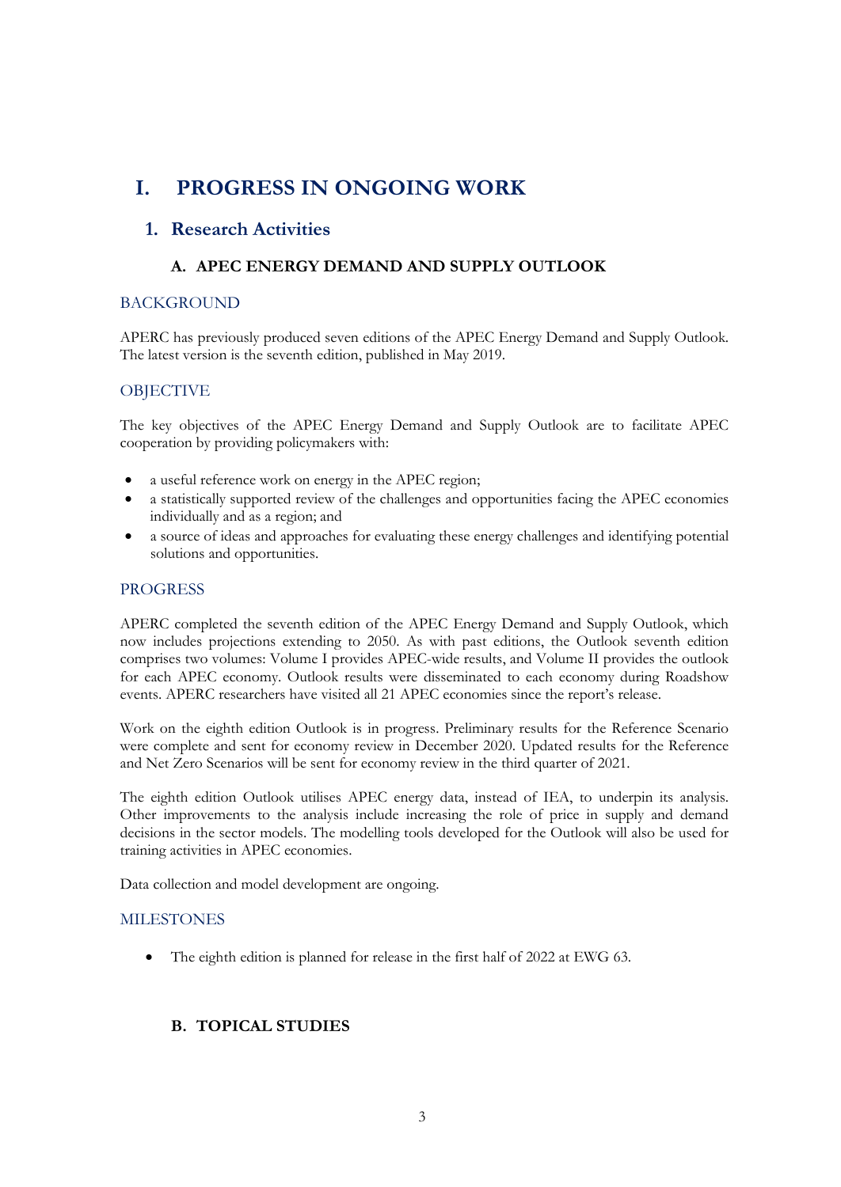# I. PROGRESS IN ONGOING WORK

## 1. Research Activities

### A. APEC ENERGY DEMAND AND SUPPLY OUTLOOK

#### BACKGROUND

APERC has previously produced seven editions of the APEC Energy Demand and Supply Outlook. The latest version is the seventh edition, published in May 2019.

#### OBJECTIVE

The key objectives of the APEC Energy Demand and Supply Outlook are to facilitate APEC cooperation by providing policymakers with:

- a useful reference work on energy in the APEC region;
- a statistically supported review of the challenges and opportunities facing the APEC economies individually and as a region; and
- a source of ideas and approaches for evaluating these energy challenges and identifying potential solutions and opportunities.

#### PROGRESS

APERC completed the seventh edition of the APEC Energy Demand and Supply Outlook, which now includes projections extending to 2050. As with past editions, the Outlook seventh edition comprises two volumes: Volume I provides APEC-wide results, and Volume II provides the outlook for each APEC economy. Outlook results were disseminated to each economy during Roadshow events. APERC researchers have visited all 21 APEC economies since the report's release.

Work on the eighth edition Outlook is in progress. Preliminary results for the Reference Scenario were complete and sent for economy review in December 2020. Updated results for the Reference and Net Zero Scenarios will be sent for economy review in the third quarter of 2021.

The eighth edition Outlook utilises APEC energy data, instead of IEA, to underpin its analysis. Other improvements to the analysis include increasing the role of price in supply and demand decisions in the sector models. The modelling tools developed for the Outlook will also be used for training activities in APEC economies.

Data collection and model development are ongoing.

#### MILESTONES

- The eighth edition is planned for release in the first half of 2022 at EWG 63.

### B. TOPICAL STUDIES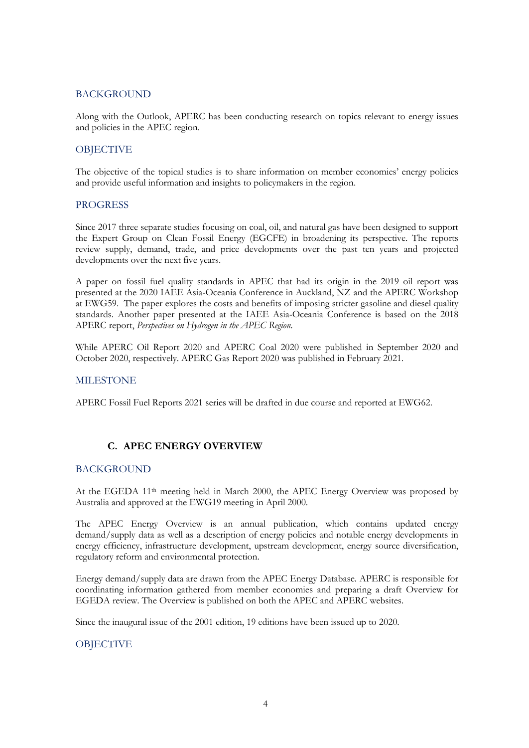## BACKGROUND

Along with the Outlook, APERC has been conducting research on topics relevant to energy issues and policies in the APEC region.

## OBJECTIVE

The objective of the topical studies is to share information on member economies' energy policies and provide useful information and insights to policymakers in the region.

## PROGRESS

Since 2017 three separate studies focusing on coal, oil, and natural gas have been designed to support the Expert Group on Clean Fossil Energy (EGCFE) in broadening its perspective. The reports review supply, demand, trade, and price developments over the past ten years and projected developments over the next five years.

A paper on fossil fuel quality standards in APEC that had its origin in the 2019 oil report was presented at the 2020 IAEE Asia-Oceania Conference in Auckland, NZ and the APERC Workshop at EWG59. The paper explores the costs and benefits of imposing stricter gasoline and diesel quality standards. Another paper presented at the IAEE Asia-Oceania Conference is based on the 2018 APERC report, *Perspectives on Hydrogen in the APEC Region.*

While APERC Oil Report 2020 and APERC Coal 2020 were published in September 2020 and October 2020, respectively. APERC Gas Report 2020 was published in February 2021.

## MILESTONE

APERC Fossil Fuel Reports 2021 series will be drafted in due course and reported at EWG62.

# C. APEC ENERGY OVERVIEW

## BACKGROUND

At the EGEDA 11th meeting held in March 2000, the APEC Energy Overview was proposed by Australia and approved at the EWG19 meeting in April 2000.

The APEC Energy Overview is an annual publication, which contains updated energy demand/supply data as well as a description of energy policies and notable energy developments in energy efficiency, infrastructure development, upstream development, energy source diversification, regulatory reform and environmental protection.

Energy demand/supply data are drawn from the APEC Energy Database. APERC is responsible for coordinating information gathered from member economies and preparing a draft Overview for EGEDA review. The Overview is published on both the APEC and APERC websites.

Since the inaugural issue of the 2001 edition, 19 editions have been issued up to 2020.

## OBJECTIVE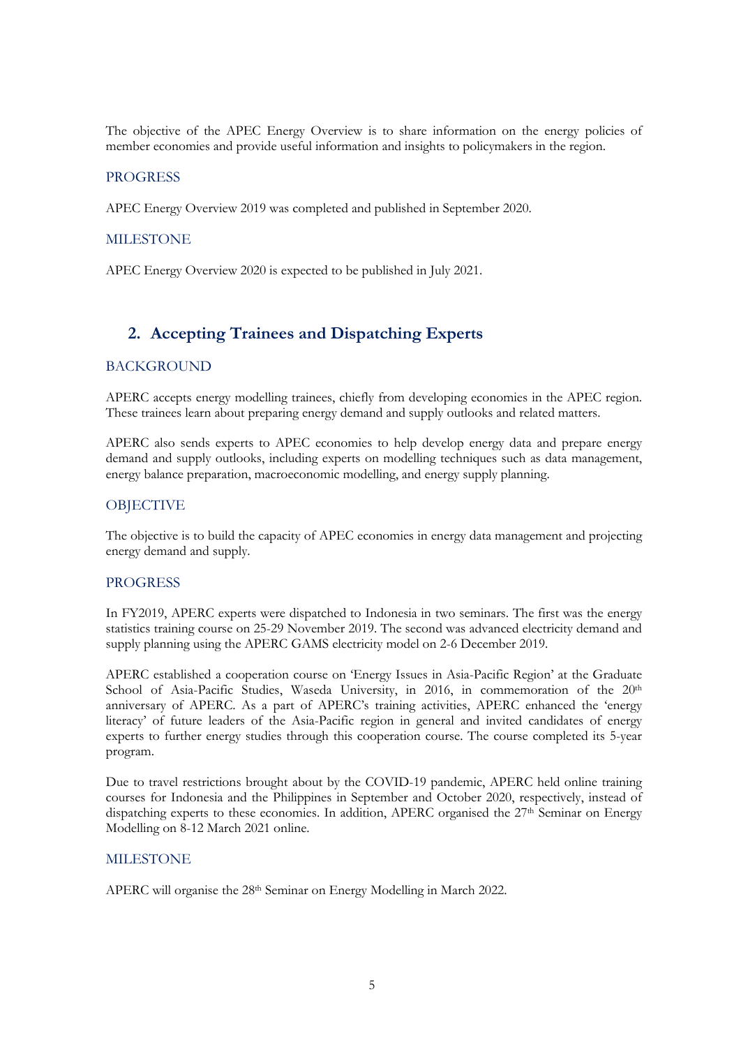The objective of the APEC Energy Overview is to share information on the energy policies of member economies and provide useful information and insights to policymakers in the region.

### PROGRESS

APEC Energy Overview 2019 was completed and published in September 2020.

### MILESTONE

APEC Energy Overview 2020 is expected to be published in July 2021.

## 2. Accepting Trainees and Dispatching Experts

### BACKGROUND

APERC accepts energy modelling trainees, chiefly from developing economies in the APEC region. These trainees learn about preparing energy demand and supply outlooks and related matters.

APERC also sends experts to APEC economies to help develop energy data and prepare energy demand and supply outlooks, including experts on modelling techniques such as data management, energy balance preparation, macroeconomic modelling, and energy supply planning.

### OBJECTIVE

The objective is to build the capacity of APEC economies in energy data management and projecting energy demand and supply.

### PROGRESS

In FY2019, APERC experts were dispatched to Indonesia in two seminars. The first was the energy statistics training course on 25-29 November 2019. The second was advanced electricity demand and supply planning using the APERC GAMS electricity model on 2-6 December 2019.

APERC established a cooperation course on 'Energy Issues in Asia-Pacific Region' at the Graduate School of Asia-Pacific Studies, Waseda University, in 2016, in commemoration of the 20th anniversary of APERC. As a part of APERC's training activities, APERC enhanced the 'energy literacy' of future leaders of the Asia-Pacific region in general and invited candidates of energy experts to further energy studies through this cooperation course. The course completed its 5-year program.

Due to travel restrictions brought about by the COVID-19 pandemic, APERC held online training courses for Indonesia and the Philippines in September and October 2020, respectively, instead of dispatching experts to these economies. In addition, APERC organised the 27th Seminar on Energy Modelling on 8-12 March 2021 online.

### MILESTONE

APERC will organise the 28th Seminar on Energy Modelling in March 2022.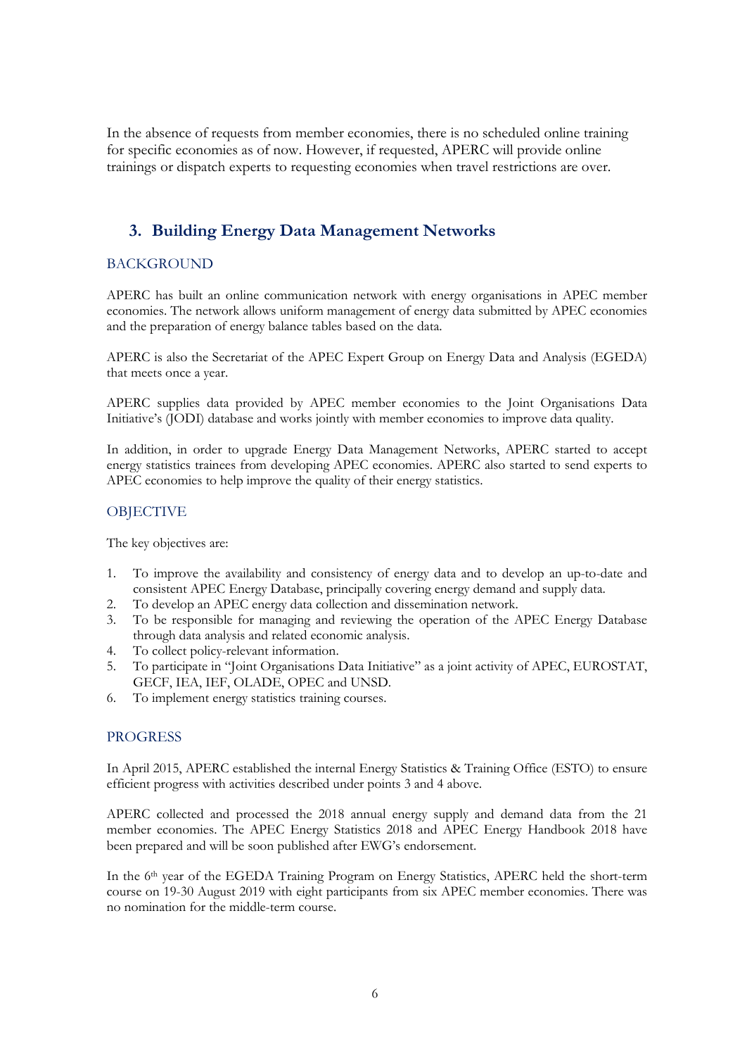In the absence of requests from member economies, there is no scheduled online training for specific economies as of now. However, if requested, APERC will provide online trainings or dispatch experts to requesting economies when travel restrictions are over.

## 3. Building Energy Data Management Networks

### BACKGROUND

APERC has built an online communication network with energy organisations in APEC member economies. The network allows uniform management of energy data submitted by APEC economies and the preparation of energy balance tables based on the data.

APERC is also the Secretariat of the APEC Expert Group on Energy Data and Analysis (EGEDA) that meets once a year.

APERC supplies data provided by APEC member economies to the Joint Organisations Data Initiative's (JODI) database and works jointly with member economies to improve data quality.

In addition, in order to upgrade Energy Data Management Networks, APERC started to accept energy statistics trainees from developing APEC economies. APERC also started to send experts to APEC economies to help improve the quality of their energy statistics.

### OBJECTIVE

The key objectives are:

1. To improve the availability and consistency of energy data and to develop an up-to-date and consistent APEC Energy Database, principally covering energy demand and supply data.
2. To develop an APEC energy data collection and dissemination network.
3. To be responsible for managing and reviewing the operation of the APEC Energy Database through data analysis and related economic analysis.
4. To collect policy-relevant information.
5. To participate in "Joint Organisations Data Initiative" as a joint activity of APEC, EUROSTAT, GECF, IEA, IEF, OLADE, OPEC and UNSD.
6. To implement energy statistics training courses.

### PROGRESS

In April 2015, APERC established the internal Energy Statistics & Training Office (ESTO) to ensure efficient progress with activities described under points 3 and 4 above.

APERC collected and processed the 2018 annual energy supply and demand data from the 21 member economies. The APEC Energy Statistics 2018 and APEC Energy Handbook 2018 have been prepared and will be soon published after EWG's endorsement.

In the 6th year of the EGEDA Training Program on Energy Statistics, APERC held the short-term course on 19-30 August 2019 with eight participants from six APEC member economies. There was no nomination for the middle-term course.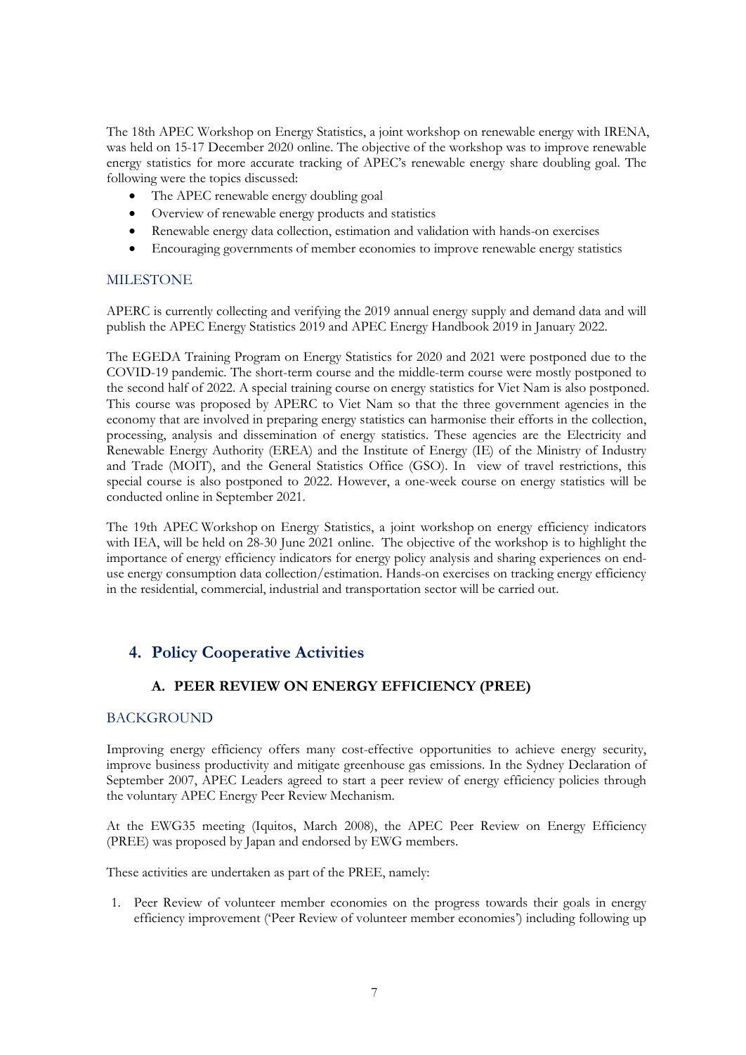The 18th APEC Workshop on Energy Statistics, a joint workshop on renewable energy with IRENA, was held on 15-17 December 2020 online. The objective of the workshop was to improve renewable energy statistics for more accurate tracking of APEC's renewable energy share doubling goal. The following were the topics discussed:

- The APEC renewable energy doubling goal
- Overview of renewable energy products and statistics
- Renewable energy data collection, estimation and validation with hands-on exercises
- Encouraging governments of member economies to improve renewable energy statistics

### MILESTONE

APERC is currently collecting and verifying the 2019 annual energy supply and demand data and will publish the APEC Energy Statistics 2019 and APEC Energy Handbook 2019 in January 2022.

The EGEDA Training Program on Energy Statistics for 2020 and 2021 were postponed due to the COVID-19 pandemic. The short-term course and the middle-term course were mostly postponed to the second half of 2022. A special training course on energy statistics for Viet Nam is also postponed. This course was proposed by APERC to Viet Nam so that the three government agencies in the economy that are involved in preparing energy statistics can harmonise their efforts in the collection, processing, analysis and dissemination of energy statistics. These agencies are the Electricity and Renewable Energy Authority (EREA) and the Institute of Energy (IE) of the Ministry of Industry and Trade (MOIT), and the General Statistics Office (GSO). In view of travel restrictions, this special course is also postponed to 2022. However, a one-week course on energy statistics will be conducted online in September 2021.

The 19th APEC Workshop on Energy Statistics, a joint workshop on energy efficiency indicators with IEA, will be held on 28-30 June 2021 online. The objective of the workshop is to highlight the importance of energy efficiency indicators for energy policy analysis and sharing experiences on end-use energy consumption data collection/estimation. Hands-on exercises on tracking energy efficiency in the residential, commercial, industrial and transportation sector will be carried out.

## 4. Policy Cooperative Activities

### A. PEER REVIEW ON ENERGY EFFICIENCY (PREE)

### BACKGROUND

Improving energy efficiency offers many cost-effective opportunities to achieve energy security, improve business productivity and mitigate greenhouse gas emissions. In the Sydney Declaration of September 2007, APEC Leaders agreed to start a peer review of energy efficiency policies through the voluntary APEC Energy Peer Review Mechanism.

At the EWG35 meeting (Iquitos, March 2008), the APEC Peer Review on Energy Efficiency (PREE) was proposed by Japan and endorsed by EWG members.

These activities are undertaken as part of the PREE, namely:

1. Peer Review of volunteer member economies on the progress towards their goals in energy efficiency improvement ('Peer Review of volunteer member economies') including following up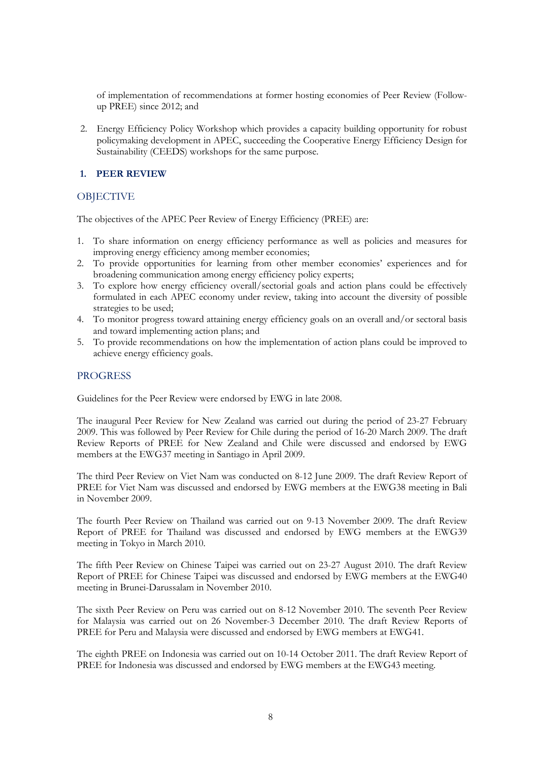of implementation of recommendations at former hosting economies of Peer Review (Follow-up PREE) since 2012; and

2. Energy Efficiency Policy Workshop which provides a capacity building opportunity for robust policymaking development in APEC, succeeding the Cooperative Energy Efficiency Design for Sustainability (CEEDS) workshops for the same purpose.

## 1. PEER REVIEW

### OBJECTIVE

The objectives of the APEC Peer Review of Energy Efficiency (PREE) are:

1. To share information on energy efficiency performance as well as policies and measures for improving energy efficiency among member economies;
2. To provide opportunities for learning from other member economies' experiences and for broadening communication among energy efficiency policy experts;
3. To explore how energy efficiency overall/sectorial goals and action plans could be effectively formulated in each APEC economy under review, taking into account the diversity of possible strategies to be used;
4. To monitor progress toward attaining energy efficiency goals on an overall and/or sectoral basis and toward implementing action plans; and
5. To provide recommendations on how the implementation of action plans could be improved to achieve energy efficiency goals.

### PROGRESS

Guidelines for the Peer Review were endorsed by EWG in late 2008.

The inaugural Peer Review for New Zealand was carried out during the period of 23-27 February 2009. This was followed by Peer Review for Chile during the period of 16-20 March 2009. The draft Review Reports of PREE for New Zealand and Chile were discussed and endorsed by EWG members at the EWG37 meeting in Santiago in April 2009.

The third Peer Review on Viet Nam was conducted on 8-12 June 2009. The draft Review Report of PREE for Viet Nam was discussed and endorsed by EWG members at the EWG38 meeting in Bali in November 2009.

The fourth Peer Review on Thailand was carried out on 9-13 November 2009. The draft Review Report of PREE for Thailand was discussed and endorsed by EWG members at the EWG39 meeting in Tokyo in March 2010.

The fifth Peer Review on Chinese Taipei was carried out on 23-27 August 2010. The draft Review Report of PREE for Chinese Taipei was discussed and endorsed by EWG members at the EWG40 meeting in Brunei-Darussalam in November 2010.

The sixth Peer Review on Peru was carried out on 8-12 November 2010. The seventh Peer Review for Malaysia was carried out on 26 November-3 December 2010. The draft Review Reports of PREE for Peru and Malaysia were discussed and endorsed by EWG members at EWG41.

The eighth PREE on Indonesia was carried out on 10-14 October 2011. The draft Review Report of PREE for Indonesia was discussed and endorsed by EWG members at the EWG43 meeting.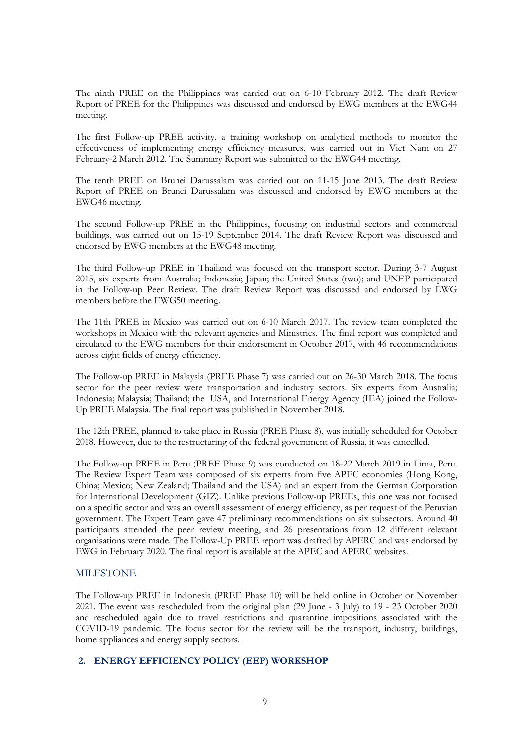The ninth PREE on the Philippines was carried out on 6-10 February 2012. The draft Review Report of PREE for the Philippines was discussed and endorsed by EWG members at the EWG44 meeting.

The first Follow-up PREE activity, a training workshop on analytical methods to monitor the effectiveness of implementing energy efficiency measures, was carried out in Viet Nam on 27 February-2 March 2012. The Summary Report was submitted to the EWG44 meeting.

The tenth PREE on Brunei Darussalam was carried out on 11-15 June 2013. The draft Review Report of PREE on Brunei Darussalam was discussed and endorsed by EWG members at the EWG46 meeting.

The second Follow-up PREE in the Philippines, focusing on industrial sectors and commercial buildings, was carried out on 15-19 September 2014. The draft Review Report was discussed and endorsed by EWG members at the EWG48 meeting.

The third Follow-up PREE in Thailand was focused on the transport sector. During 3-7 August 2015, six experts from Australia; Indonesia; Japan; the United States (two); and UNEP participated in the Follow-up Peer Review. The draft Review Report was discussed and endorsed by EWG members before the EWG50 meeting.

The 11th PREE in Mexico was carried out on 6-10 March 2017. The review team completed the workshops in Mexico with the relevant agencies and Ministries. The final report was completed and circulated to the EWG members for their endorsement in October 2017, with 46 recommendations across eight fields of energy efficiency.

The Follow-up PREE in Malaysia (PREE Phase 7) was carried out on 26-30 March 2018. The focus sector for the peer review were transportation and industry sectors. Six experts from Australia; Indonesia; Malaysia; Thailand; the USA, and International Energy Agency (IEA) joined the Follow-Up PREE Malaysia. The final report was published in November 2018.

The 12th PREE, planned to take place in Russia (PREE Phase 8), was initially scheduled for October 2018. However, due to the restructuring of the federal government of Russia, it was cancelled.

The Follow-up PREE in Peru (PREE Phase 9) was conducted on 18-22 March 2019 in Lima, Peru. The Review Expert Team was composed of six experts from five APEC economies (Hong Kong, China; Mexico; New Zealand; Thailand and the USA) and an expert from the German Corporation for International Development (GIZ). Unlike previous Follow-up PREEs, this one was not focused on a specific sector and was an overall assessment of energy efficiency, as per request of the Peruvian government. The Expert Team gave 47 preliminary recommendations on six subsectors. Around 40 participants attended the peer review meeting, and 26 presentations from 12 different relevant organisations were made. The Follow-Up PREE report was drafted by APERC and was endorsed by EWG in February 2020. The final report is available at the APEC and APERC websites.

### MILESTONE

The Follow-up PREE in Indonesia (PREE Phase 10) will be held online in October or November 2021. The event was rescheduled from the original plan (29 June - 3 July) to 19 - 23 October 2020 and rescheduled again due to travel restrictions and quarantine impositions associated with the COVID-19 pandemic. The focus sector for the review will be the transport, industry, buildings, home appliances and energy supply sectors.

## 2. ENERGY EFFICIENCY POLICY (EEP) WORKSHOP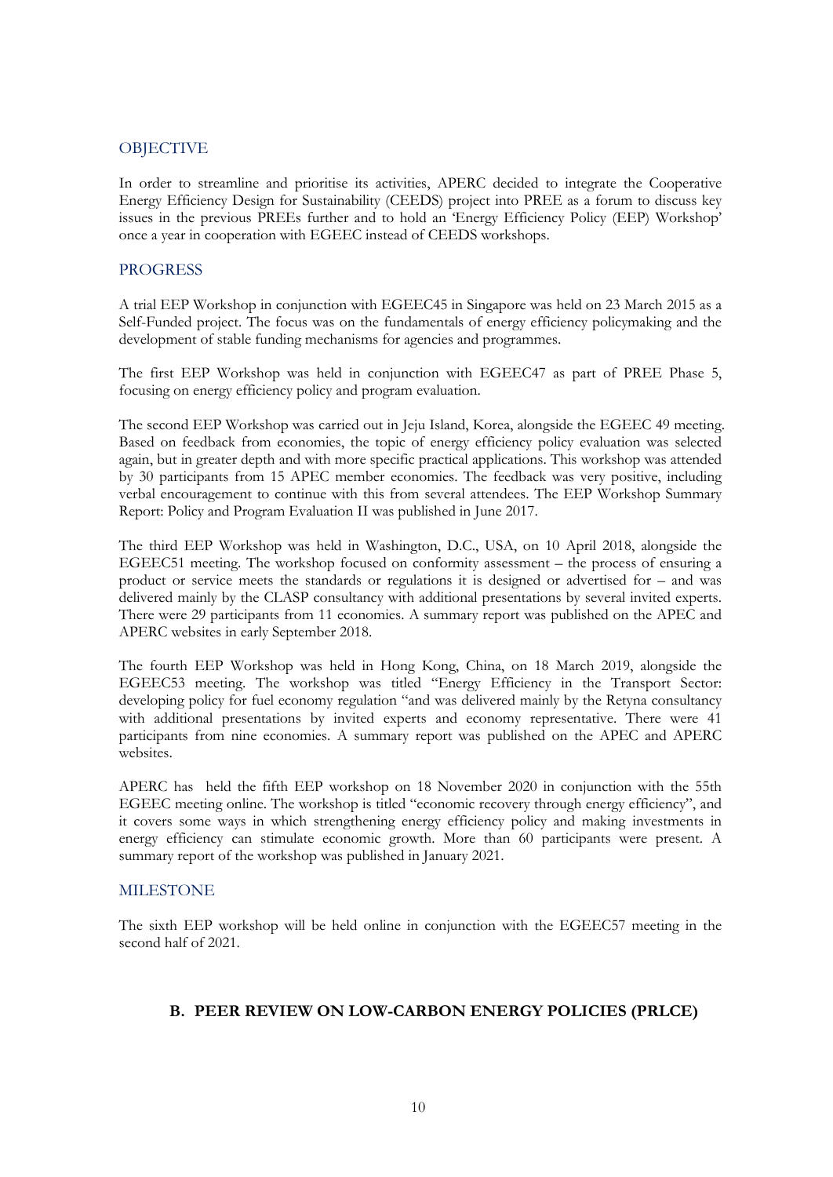### OBJECTIVE

In order to streamline and prioritise its activities, APERC decided to integrate the Cooperative Energy Efficiency Design for Sustainability (CEEDS) project into PREE as a forum to discuss key issues in the previous PREEs further and to hold an 'Energy Efficiency Policy (EEP) Workshop' once a year in cooperation with EGEEC instead of CEEDS workshops.

### PROGRESS

A trial EEP Workshop in conjunction with EGEEC45 in Singapore was held on 23 March 2015 as a Self-Funded project. The focus was on the fundamentals of energy efficiency policymaking and the development of stable funding mechanisms for agencies and programmes.

The first EEP Workshop was held in conjunction with EGEEC47 as part of PREE Phase 5, focusing on energy efficiency policy and program evaluation.

The second EEP Workshop was carried out in Jeju Island, Korea, alongside the EGEEC 49 meeting. Based on feedback from economies, the topic of energy efficiency policy evaluation was selected again, but in greater depth and with more specific practical applications. This workshop was attended by 30 participants from 15 APEC member economies. The feedback was very positive, including verbal encouragement to continue with this from several attendees. The EEP Workshop Summary Report: Policy and Program Evaluation II was published in June 2017.

The third EEP Workshop was held in Washington, D.C., USA, on 10 April 2018, alongside the EGEEC51 meeting. The workshop focused on conformity assessment – the process of ensuring a product or service meets the standards or regulations it is designed or advertised for – and was delivered mainly by the CLASP consultancy with additional presentations by several invited experts. There were 29 participants from 11 economies. A summary report was published on the APEC and APERC websites in early September 2018.

The fourth EEP Workshop was held in Hong Kong, China, on 18 March 2019, alongside the EGEEC53 meeting. The workshop was titled "Energy Efficiency in the Transport Sector: developing policy for fuel economy regulation "and was delivered mainly by the Retyna consultancy with additional presentations by invited experts and economy representative. There were 41 participants from nine economies. A summary report was published on the APEC and APERC websites.

APERC has held the fifth EEP workshop on 18 November 2020 in conjunction with the 55th EGEEC meeting online. The workshop is titled "economic recovery through energy efficiency", and it covers some ways in which strengthening energy efficiency policy and making investments in energy efficiency can stimulate economic growth. More than 60 participants were present. A summary report of the workshop was published in January 2021.

### MILESTONE

The sixth EEP workshop will be held online in conjunction with the EGEEC57 meeting in the second half of 2021.

## B. PEER REVIEW ON LOW-CARBON ENERGY POLICIES (PRLCE)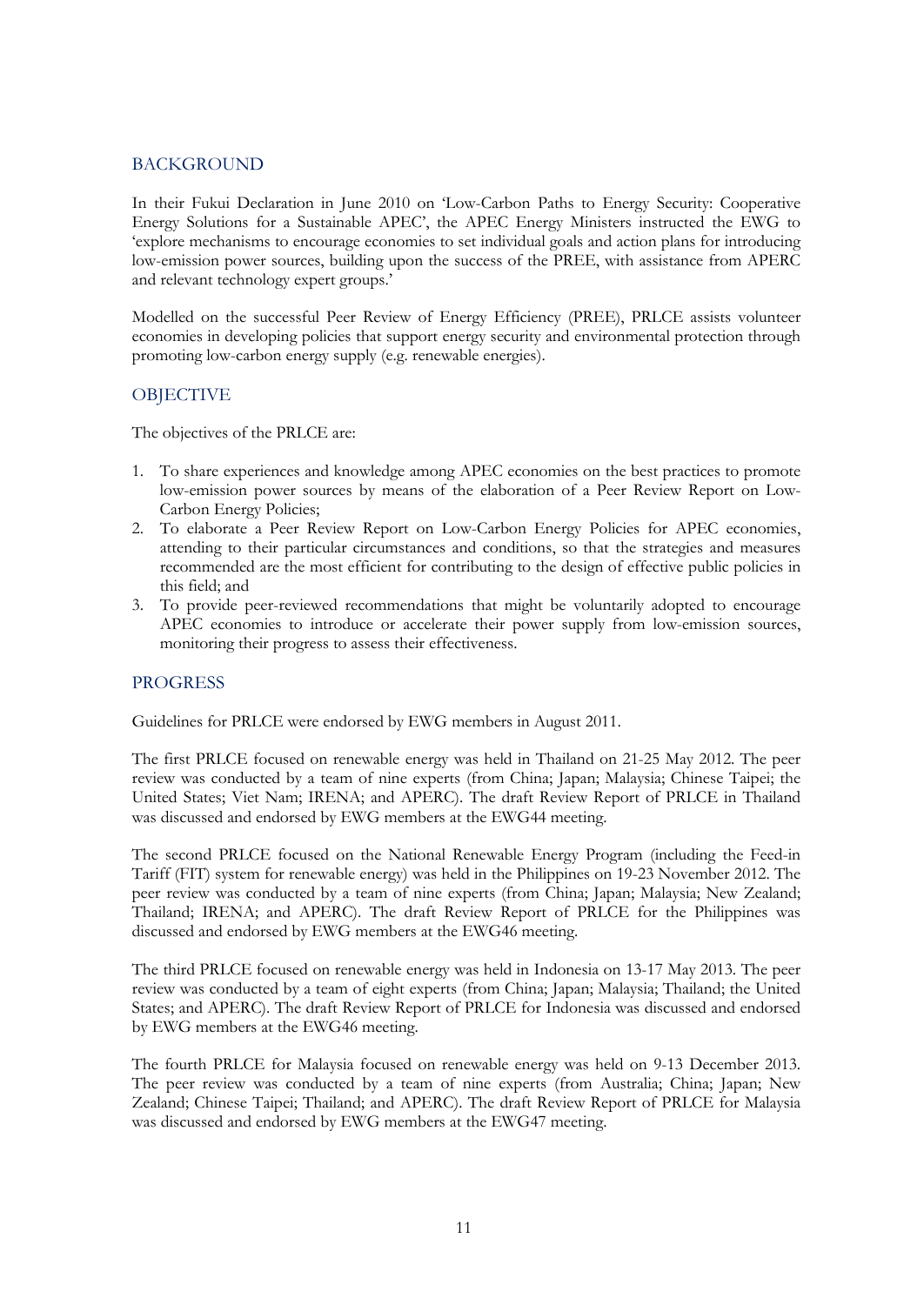## BACKGROUND

In their Fukui Declaration in June 2010 on 'Low-Carbon Paths to Energy Security: Cooperative Energy Solutions for a Sustainable APEC', the APEC Energy Ministers instructed the EWG to 'explore mechanisms to encourage economies to set individual goals and action plans for introducing low-emission power sources, building upon the success of the PREE, with assistance from APERC and relevant technology expert groups.'

Modelled on the successful Peer Review of Energy Efficiency (PREE), PRLCE assists volunteer economies in developing policies that support energy security and environmental protection through promoting low-carbon energy supply (e.g. renewable energies).

## OBJECTIVE

The objectives of the PRLCE are:

1. To share experiences and knowledge among APEC economies on the best practices to promote low-emission power sources by means of the elaboration of a Peer Review Report on Low-Carbon Energy Policies;
2. To elaborate a Peer Review Report on Low-Carbon Energy Policies for APEC economies, attending to their particular circumstances and conditions, so that the strategies and measures recommended are the most efficient for contributing to the design of effective public policies in this field; and
3. To provide peer-reviewed recommendations that might be voluntarily adopted to encourage APEC economies to introduce or accelerate their power supply from low-emission sources, monitoring their progress to assess their effectiveness.

## PROGRESS

Guidelines for PRLCE were endorsed by EWG members in August 2011.

The first PRLCE focused on renewable energy was held in Thailand on 21-25 May 2012. The peer review was conducted by a team of nine experts (from China; Japan; Malaysia; Chinese Taipei; the United States; Viet Nam; IRENA; and APERC). The draft Review Report of PRLCE in Thailand was discussed and endorsed by EWG members at the EWG44 meeting.

The second PRLCE focused on the National Renewable Energy Program (including the Feed-in Tariff (FIT) system for renewable energy) was held in the Philippines on 19-23 November 2012. The peer review was conducted by a team of nine experts (from China; Japan; Malaysia; New Zealand; Thailand; IRENA; and APERC). The draft Review Report of PRLCE for the Philippines was discussed and endorsed by EWG members at the EWG46 meeting.

The third PRLCE focused on renewable energy was held in Indonesia on 13-17 May 2013. The peer review was conducted by a team of eight experts (from China; Japan; Malaysia; Thailand; the United States; and APERC). The draft Review Report of PRLCE for Indonesia was discussed and endorsed by EWG members at the EWG46 meeting.

The fourth PRLCE for Malaysia focused on renewable energy was held on 9-13 December 2013. The peer review was conducted by a team of nine experts (from Australia; China; Japan; New Zealand; Chinese Taipei; Thailand; and APERC). The draft Review Report of PRLCE for Malaysia was discussed and endorsed by EWG members at the EWG47 meeting.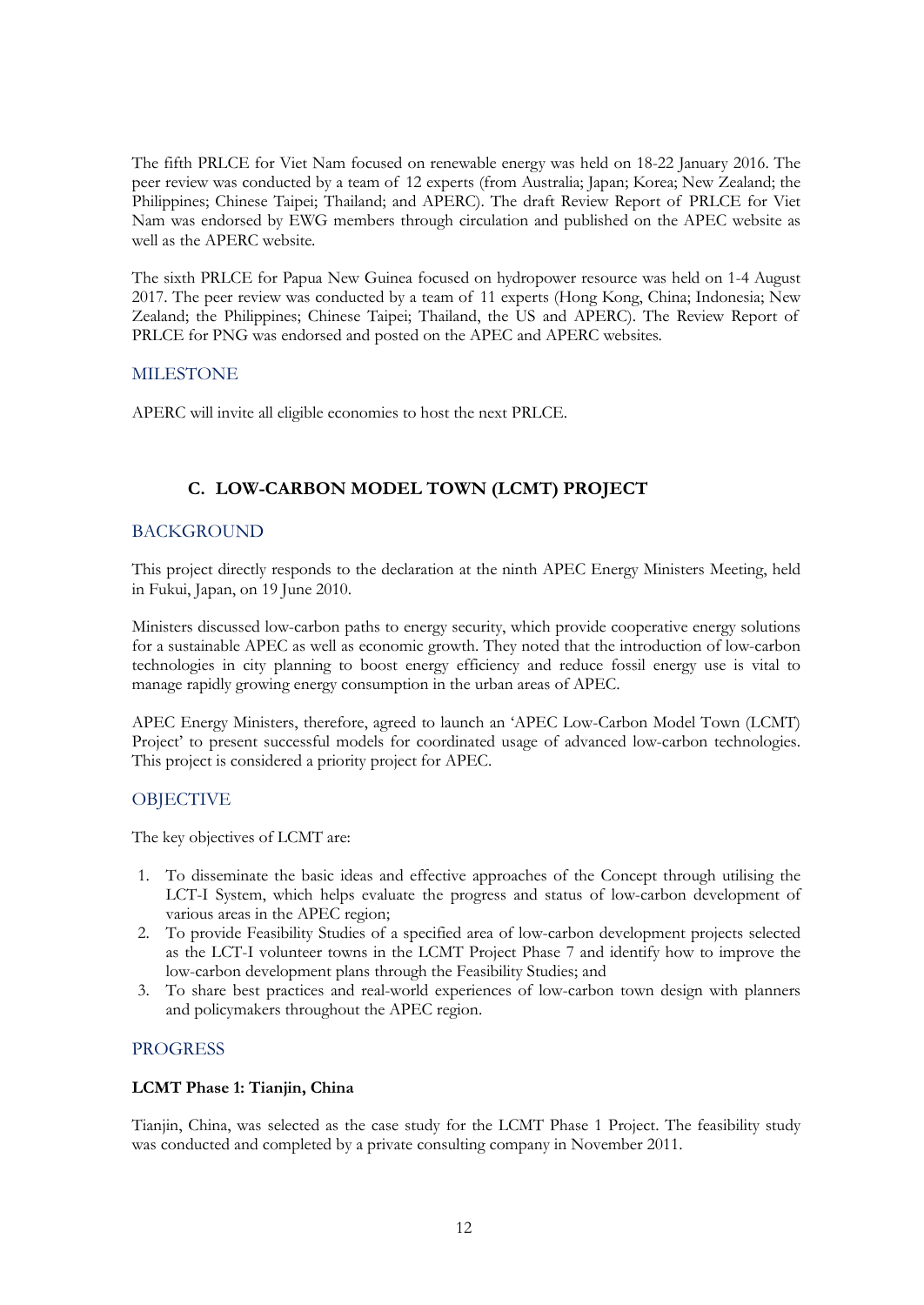The fifth PRLCE for Viet Nam focused on renewable energy was held on 18-22 January 2016. The peer review was conducted by a team of 12 experts (from Australia; Japan; Korea; New Zealand; the Philippines; Chinese Taipei; Thailand; and APERC). The draft Review Report of PRLCE for Viet Nam was endorsed by EWG members through circulation and published on the APEC website as well as the APERC website.

The sixth PRLCE for Papua New Guinea focused on hydropower resource was held on 1-4 August 2017. The peer review was conducted by a team of 11 experts (Hong Kong, China; Indonesia; New Zealand; the Philippines; Chinese Taipei; Thailand, the US and APERC). The Review Report of PRLCE for PNG was endorsed and posted on the APEC and APERC websites.

### MILESTONE

APERC will invite all eligible economies to host the next PRLCE.

## C. LOW-CARBON MODEL TOWN (LCMT) PROJECT

### BACKGROUND

This project directly responds to the declaration at the ninth APEC Energy Ministers Meeting, held in Fukui, Japan, on 19 June 2010.

Ministers discussed low-carbon paths to energy security, which provide cooperative energy solutions for a sustainable APEC as well as economic growth. They noted that the introduction of low-carbon technologies in city planning to boost energy efficiency and reduce fossil energy use is vital to manage rapidly growing energy consumption in the urban areas of APEC.

APEC Energy Ministers, therefore, agreed to launch an 'APEC Low-Carbon Model Town (LCMT) Project' to present successful models for coordinated usage of advanced low-carbon technologies. This project is considered a priority project for APEC.

### OBJECTIVE

The key objectives of LCMT are:

1. To disseminate the basic ideas and effective approaches of the Concept through utilising the LCT-I System, which helps evaluate the progress and status of low-carbon development of various areas in the APEC region;
2. To provide Feasibility Studies of a specified area of low-carbon development projects selected as the LCT-I volunteer towns in the LCMT Project Phase 7 and identify how to improve the low-carbon development plans through the Feasibility Studies; and
3. To share best practices and real-world experiences of low-carbon town design with planners and policymakers throughout the APEC region.

### PROGRESS

**LCMT Phase 1: Tianjin, China**

Tianjin, China, was selected as the case study for the LCMT Phase 1 Project. The feasibility study was conducted and completed by a private consulting company in November 2011.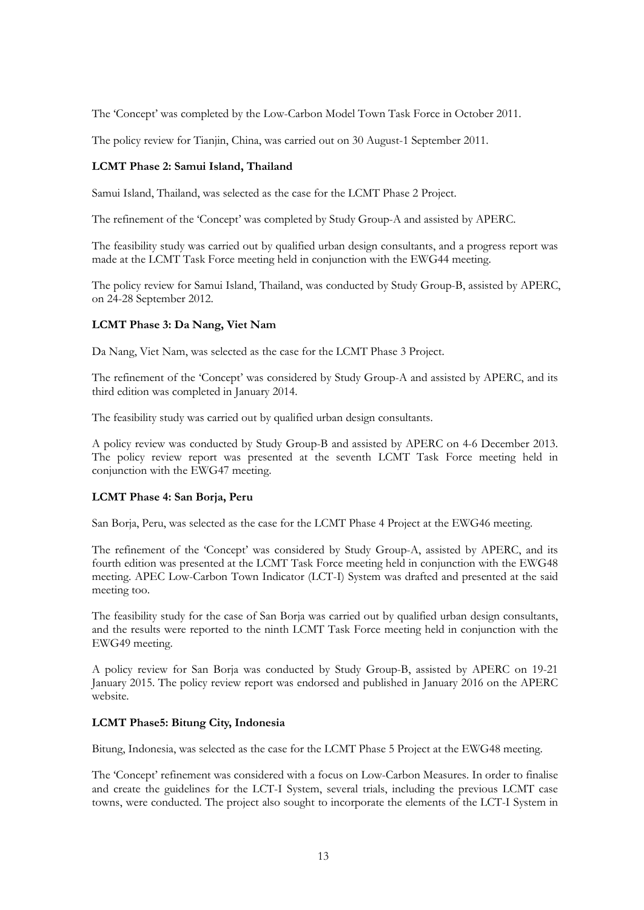The 'Concept' was completed by the Low-Carbon Model Town Task Force in October 2011.

The policy review for Tianjin, China, was carried out on 30 August-1 September 2011.

**LCMT Phase 2: Samui Island, Thailand**

Samui Island, Thailand, was selected as the case for the LCMT Phase 2 Project.

The refinement of the 'Concept' was completed by Study Group-A and assisted by APERC.

The feasibility study was carried out by qualified urban design consultants, and a progress report was made at the LCMT Task Force meeting held in conjunction with the EWG44 meeting.

The policy review for Samui Island, Thailand, was conducted by Study Group-B, assisted by APERC, on 24-28 September 2012.

**LCMT Phase 3: Da Nang, Viet Nam**

Da Nang, Viet Nam, was selected as the case for the LCMT Phase 3 Project.

The refinement of the 'Concept' was considered by Study Group-A and assisted by APERC, and its third edition was completed in January 2014.

The feasibility study was carried out by qualified urban design consultants.

A policy review was conducted by Study Group-B and assisted by APERC on 4-6 December 2013. The policy review report was presented at the seventh LCMT Task Force meeting held in conjunction with the EWG47 meeting.

**LCMT Phase 4: San Borja, Peru**

San Borja, Peru, was selected as the case for the LCMT Phase 4 Project at the EWG46 meeting.

The refinement of the 'Concept' was considered by Study Group-A, assisted by APERC, and its fourth edition was presented at the LCMT Task Force meeting held in conjunction with the EWG48 meeting. APEC Low-Carbon Town Indicator (LCT-I) System was drafted and presented at the said meeting too.

The feasibility study for the case of San Borja was carried out by qualified urban design consultants, and the results were reported to the ninth LCMT Task Force meeting held in conjunction with the EWG49 meeting.

A policy review for San Borja was conducted by Study Group-B, assisted by APERC on 19-21 January 2015. The policy review report was endorsed and published in January 2016 on the APERC website.

**LCMT Phase5: Bitung City, Indonesia**

Bitung, Indonesia, was selected as the case for the LCMT Phase 5 Project at the EWG48 meeting.

The 'Concept' refinement was considered with a focus on Low-Carbon Measures. In order to finalise and create the guidelines for the LCT-I System, several trials, including the previous LCMT case towns, were conducted. The project also sought to incorporate the elements of the LCT-I System in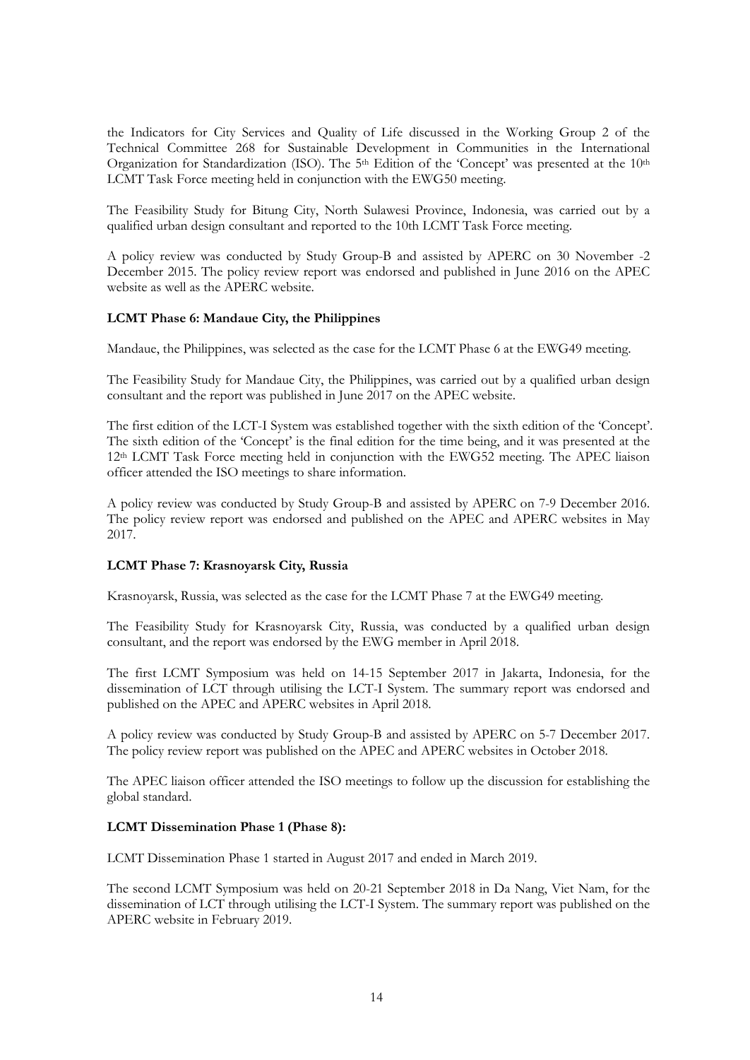the Indicators for City Services and Quality of Life discussed in the Working Group 2 of the Technical Committee 268 for Sustainable Development in Communities in the International Organization for Standardization (ISO). The 5th Edition of the 'Concept' was presented at the 10th LCMT Task Force meeting held in conjunction with the EWG50 meeting.

The Feasibility Study for Bitung City, North Sulawesi Province, Indonesia, was carried out by a qualified urban design consultant and reported to the 10th LCMT Task Force meeting.

A policy review was conducted by Study Group-B and assisted by APERC on 30 November -2 December 2015. The policy review report was endorsed and published in June 2016 on the APEC website as well as the APERC website.

**LCMT Phase 6: Mandaue City, the Philippines**

Mandaue, the Philippines, was selected as the case for the LCMT Phase 6 at the EWG49 meeting.

The Feasibility Study for Mandaue City, the Philippines, was carried out by a qualified urban design consultant and the report was published in June 2017 on the APEC website.

The first edition of the LCT-I System was established together with the sixth edition of the 'Concept'. The sixth edition of the 'Concept' is the final edition for the time being, and it was presented at the 12th LCMT Task Force meeting held in conjunction with the EWG52 meeting. The APEC liaison officer attended the ISO meetings to share information.

A policy review was conducted by Study Group-B and assisted by APERC on 7-9 December 2016. The policy review report was endorsed and published on the APEC and APERC websites in May 2017.

**LCMT Phase 7: Krasnoyarsk City, Russia**

Krasnoyarsk, Russia, was selected as the case for the LCMT Phase 7 at the EWG49 meeting.

The Feasibility Study for Krasnoyarsk City, Russia, was conducted by a qualified urban design consultant, and the report was endorsed by the EWG member in April 2018.

The first LCMT Symposium was held on 14-15 September 2017 in Jakarta, Indonesia, for the dissemination of LCT through utilising the LCT-I System. The summary report was endorsed and published on the APEC and APERC websites in April 2018.

A policy review was conducted by Study Group-B and assisted by APERC on 5-7 December 2017. The policy review report was published on the APEC and APERC websites in October 2018.

The APEC liaison officer attended the ISO meetings to follow up the discussion for establishing the global standard.

**LCMT Dissemination Phase 1 (Phase 8):**

LCMT Dissemination Phase 1 started in August 2017 and ended in March 2019.

The second LCMT Symposium was held on 20-21 September 2018 in Da Nang, Viet Nam, for the dissemination of LCT through utilising the LCT-I System. The summary report was published on the APERC website in February 2019.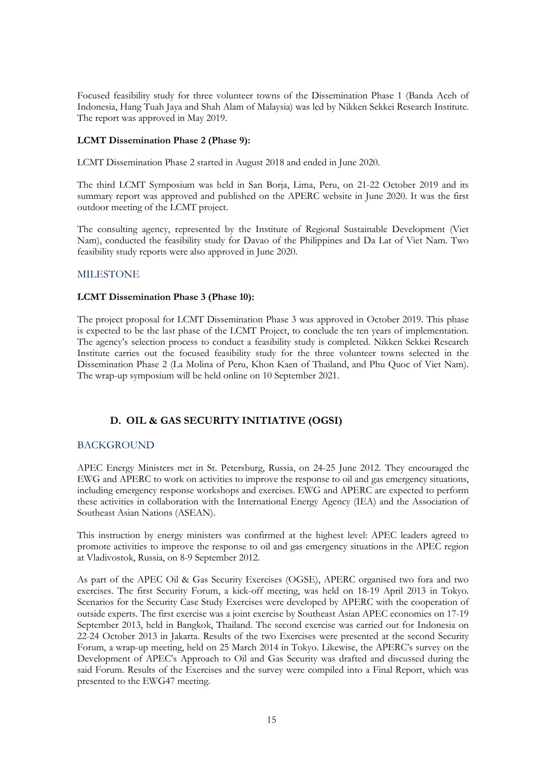Focused feasibility study for three volunteer towns of the Dissemination Phase 1 (Banda Aceh of Indonesia, Hang Tuah Jaya and Shah Alam of Malaysia) was led by Nikken Sekkei Research Institute. The report was approved in May 2019.

**LCMT Dissemination Phase 2 (Phase 9):**

LCMT Dissemination Phase 2 started in August 2018 and ended in June 2020.

The third LCMT Symposium was held in San Borja, Lima, Peru, on 21-22 October 2019 and its summary report was approved and published on the APERC website in June 2020. It was the first outdoor meeting of the LCMT project.

The consulting agency, represented by the Institute of Regional Sustainable Development (Viet Nam), conducted the feasibility study for Davao of the Philippines and Da Lat of Viet Nam. Two feasibility study reports were also approved in June 2020.

### MILESTONE

**LCMT Dissemination Phase 3 (Phase 10):**

The project proposal for LCMT Dissemination Phase 3 was approved in October 2019. This phase is expected to be the last phase of the LCMT Project, to conclude the ten years of implementation. The agency's selection process to conduct a feasibility study is completed. Nikken Sekkei Research Institute carries out the focused feasibility study for the three volunteer towns selected in the Dissemination Phase 2 (La Molina of Peru, Khon Kaen of Thailand, and Phu Quoc of Viet Nam). The wrap-up symposium will be held online on 10 September 2021.

## D. OIL & GAS SECURITY INITIATIVE (OGSI)

### BACKGROUND

APEC Energy Ministers met in St. Petersburg, Russia, on 24-25 June 2012. They encouraged the EWG and APERC to work on activities to improve the response to oil and gas emergency situations, including emergency response workshops and exercises. EWG and APERC are expected to perform these activities in collaboration with the International Energy Agency (IEA) and the Association of Southeast Asian Nations (ASEAN).

This instruction by energy ministers was confirmed at the highest level: APEC leaders agreed to promote activities to improve the response to oil and gas emergency situations in the APEC region at Vladivostok, Russia, on 8-9 September 2012.

As part of the APEC Oil & Gas Security Exercises (OGSE), APERC organised two fora and two exercises. The first Security Forum, a kick-off meeting, was held on 18-19 April 2013 in Tokyo. Scenarios for the Security Case Study Exercises were developed by APERC with the cooperation of outside experts. The first exercise was a joint exercise by Southeast Asian APEC economies on 17-19 September 2013, held in Bangkok, Thailand. The second exercise was carried out for Indonesia on 22-24 October 2013 in Jakarta. Results of the two Exercises were presented at the second Security Forum, a wrap-up meeting, held on 25 March 2014 in Tokyo. Likewise, the APERC's survey on the Development of APEC's Approach to Oil and Gas Security was drafted and discussed during the said Forum. Results of the Exercises and the survey were compiled into a Final Report, which was presented to the EWG47 meeting.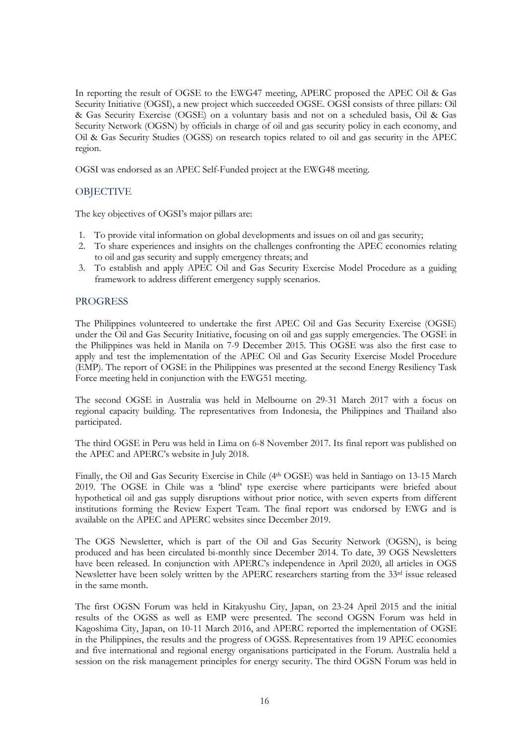In reporting the result of OGSE to the EWG47 meeting, APERC proposed the APEC Oil & Gas Security Initiative (OGSI), a new project which succeeded OGSE. OGSI consists of three pillars: Oil & Gas Security Exercise (OGSE) on a voluntary basis and not on a scheduled basis, Oil & Gas Security Network (OGSN) by officials in charge of oil and gas security policy in each economy, and Oil & Gas Security Studies (OGSS) on research topics related to oil and gas security in the APEC region.

OGSI was endorsed as an APEC Self-Funded project at the EWG48 meeting.

## OBJECTIVE

The key objectives of OGSI's major pillars are:

1. To provide vital information on global developments and issues on oil and gas security;
2. To share experiences and insights on the challenges confronting the APEC economies relating to oil and gas security and supply emergency threats; and
3. To establish and apply APEC Oil and Gas Security Exercise Model Procedure as a guiding framework to address different emergency supply scenarios.

## PROGRESS

The Philippines volunteered to undertake the first APEC Oil and Gas Security Exercise (OGSE) under the Oil and Gas Security Initiative, focusing on oil and gas supply emergencies. The OGSE in the Philippines was held in Manila on 7-9 December 2015. This OGSE was also the first case to apply and test the implementation of the APEC Oil and Gas Security Exercise Model Procedure (EMP). The report of OGSE in the Philippines was presented at the second Energy Resiliency Task Force meeting held in conjunction with the EWG51 meeting.

The second OGSE in Australia was held in Melbourne on 29-31 March 2017 with a focus on regional capacity building. The representatives from Indonesia, the Philippines and Thailand also participated.

The third OGSE in Peru was held in Lima on 6-8 November 2017. Its final report was published on the APEC and APERC's website in July 2018.

Finally, the Oil and Gas Security Exercise in Chile (4th OGSE) was held in Santiago on 13-15 March 2019. The OGSE in Chile was a 'blind' type exercise where participants were briefed about hypothetical oil and gas supply disruptions without prior notice, with seven experts from different institutions forming the Review Expert Team. The final report was endorsed by EWG and is available on the APEC and APERC websites since December 2019.

The OGS Newsletter, which is part of the Oil and Gas Security Network (OGSN), is being produced and has been circulated bi-monthly since December 2014. To date, 39 OGS Newsletters have been released. In conjunction with APERC's independence in April 2020, all articles in OGS Newsletter have been solely written by the APERC researchers starting from the 33rd issue released in the same month.

The first OGSN Forum was held in Kitakyushu City, Japan, on 23-24 April 2015 and the initial results of the OGSS as well as EMP were presented. The second OGSN Forum was held in Kagoshima City, Japan, on 10-11 March 2016, and APERC reported the implementation of OGSE in the Philippines, the results and the progress of OGSS. Representatives from 19 APEC economies and five international and regional energy organisations participated in the Forum. Australia held a session on the risk management principles for energy security. The third OGSN Forum was held in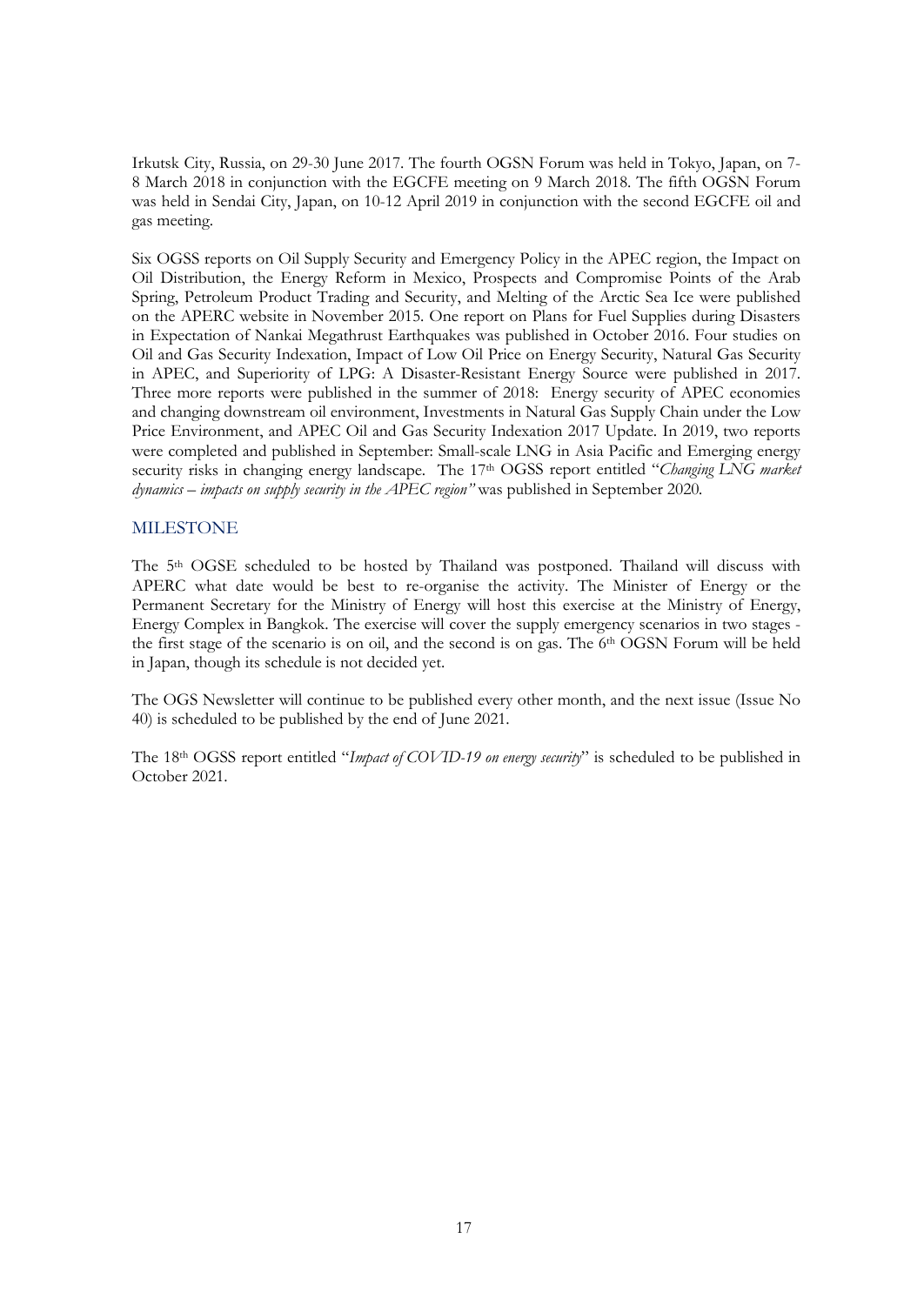Irkutsk City, Russia, on 29-30 June 2017. The fourth OGSN Forum was held in Tokyo, Japan, on 7-8 March 2018 in conjunction with the EGCFE meeting on 9 March 2018. The fifth OGSN Forum was held in Sendai City, Japan, on 10-12 April 2019 in conjunction with the second EGCFE oil and gas meeting.

Six OGSS reports on Oil Supply Security and Emergency Policy in the APEC region, the Impact on Oil Distribution, the Energy Reform in Mexico, Prospects and Compromise Points of the Arab Spring, Petroleum Product Trading and Security, and Melting of the Arctic Sea Ice were published on the APERC website in November 2015. One report on Plans for Fuel Supplies during Disasters in Expectation of Nankai Megathrust Earthquakes was published in October 2016. Four studies on Oil and Gas Security Indexation, Impact of Low Oil Price on Energy Security, Natural Gas Security in APEC, and Superiority of LPG: A Disaster-Resistant Energy Source were published in 2017. Three more reports were published in the summer of 2018: Energy security of APEC economies and changing downstream oil environment, Investments in Natural Gas Supply Chain under the Low Price Environment, and APEC Oil and Gas Security Indexation 2017 Update. In 2019, two reports were completed and published in September: Small-scale LNG in Asia Pacific and Emerging energy security risks in changing energy landscape. The 17th OGSS report entitled "*Changing LNG market dynamics – impacts on supply security in the APEC region"* was published in September 2020.

## MILESTONE

The 5th OGSE scheduled to be hosted by Thailand was postponed. Thailand will discuss with APERC what date would be best to re-organise the activity. The Minister of Energy or the Permanent Secretary for the Ministry of Energy will host this exercise at the Ministry of Energy, Energy Complex in Bangkok. The exercise will cover the supply emergency scenarios in two stages - the first stage of the scenario is on oil, and the second is on gas. The 6th OGSN Forum will be held in Japan, though its schedule is not decided yet.

The OGS Newsletter will continue to be published every other month, and the next issue (Issue No 40) is scheduled to be published by the end of June 2021.

The 18th OGSS report entitled "*Impact of COVID-19 on energy security*" is scheduled to be published in October 2021.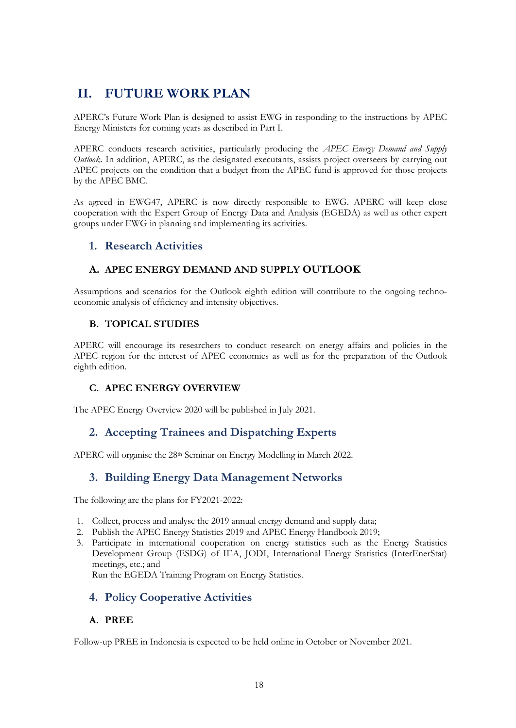# II. FUTURE WORK PLAN

APERC's Future Work Plan is designed to assist EWG in responding to the instructions by APEC Energy Ministers for coming years as described in Part I.

APERC conducts research activities, particularly producing the *APEC Energy Demand and Supply Outlook*. In addition, APERC, as the designated executants, assists project overseers by carrying out APEC projects on the condition that a budget from the APEC fund is approved for those projects by the APEC BMC.

As agreed in EWG47, APERC is now directly responsible to EWG. APERC will keep close cooperation with the Expert Group of Energy Data and Analysis (EGEDA) as well as other expert groups under EWG in planning and implementing its activities.

## 1. Research Activities

### A. APEC ENERGY DEMAND AND SUPPLY OUTLOOK

Assumptions and scenarios for the Outlook eighth edition will contribute to the ongoing techno-economic analysis of efficiency and intensity objectives.

### B. TOPICAL STUDIES

APERC will encourage its researchers to conduct research on energy affairs and policies in the APEC region for the interest of APEC economies as well as for the preparation of the Outlook eighth edition.

### C. APEC ENERGY OVERVIEW

The APEC Energy Overview 2020 will be published in July 2021.

## 2. Accepting Trainees and Dispatching Experts

APERC will organise the 28th Seminar on Energy Modelling in March 2022.

## 3. Building Energy Data Management Networks

The following are the plans for FY2021-2022:

1. Collect, process and analyse the 2019 annual energy demand and supply data;
2. Publish the APEC Energy Statistics 2019 and APEC Energy Handbook 2019;
3. Participate in international cooperation on energy statistics such as the Energy Statistics Development Group (ESDG) of IEA, JODI, International Energy Statistics (InterEnerStat) meetings, etc.; and
   Run the EGEDA Training Program on Energy Statistics.

## 4. Policy Cooperative Activities

### A. PREE

Follow-up PREE in Indonesia is expected to be held online in October or November 2021.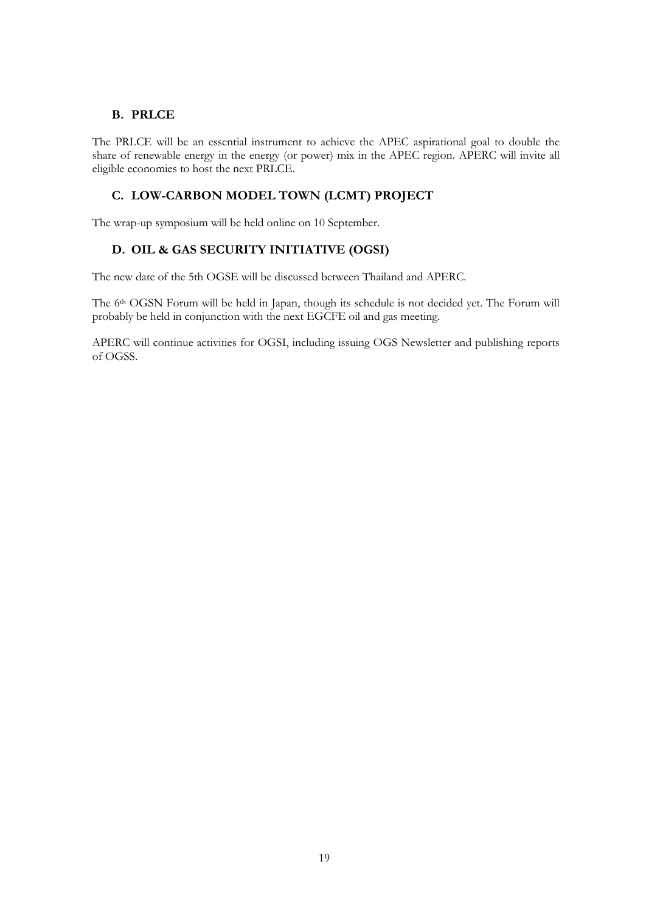## B. PRLCE

The PRLCE will be an essential instrument to achieve the APEC aspirational goal to double the share of renewable energy in the energy (or power) mix in the APEC region. APERC will invite all eligible economies to host the next PRLCE.

## C. LOW-CARBON MODEL TOWN (LCMT) PROJECT

The wrap-up symposium will be held online on 10 September.

## D. OIL & GAS SECURITY INITIATIVE (OGSI)

The new date of the 5th OGSE will be discussed between Thailand and APERC.

The 6th OGSN Forum will be held in Japan, though its schedule is not decided yet. The Forum will probably be held in conjunction with the next EGCFE oil and gas meeting.

APERC will continue activities for OGSI, including issuing OGS Newsletter and publishing reports of OGSS.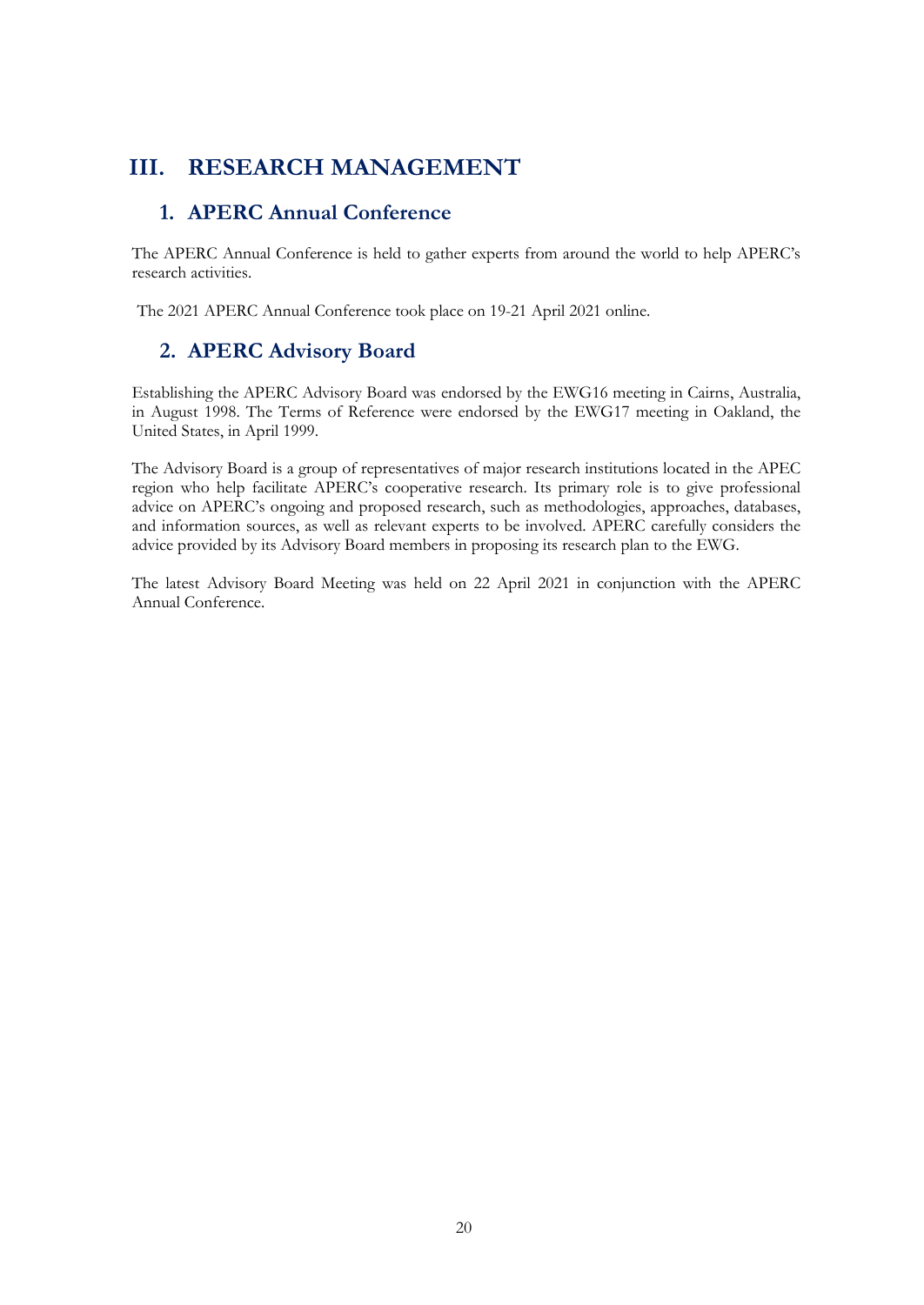# III. RESEARCH MANAGEMENT

## 1. APERC Annual Conference

The APERC Annual Conference is held to gather experts from around the world to help APERC's research activities.

The 2021 APERC Annual Conference took place on 19-21 April 2021 online.

## 2. APERC Advisory Board

Establishing the APERC Advisory Board was endorsed by the EWG16 meeting in Cairns, Australia, in August 1998. The Terms of Reference were endorsed by the EWG17 meeting in Oakland, the United States, in April 1999.

The Advisory Board is a group of representatives of major research institutions located in the APEC region who help facilitate APERC's cooperative research. Its primary role is to give professional advice on APERC's ongoing and proposed research, such as methodologies, approaches, databases, and information sources, as well as relevant experts to be involved. APERC carefully considers the advice provided by its Advisory Board members in proposing its research plan to the EWG.

The latest Advisory Board Meeting was held on 22 April 2021 in conjunction with the APERC Annual Conference.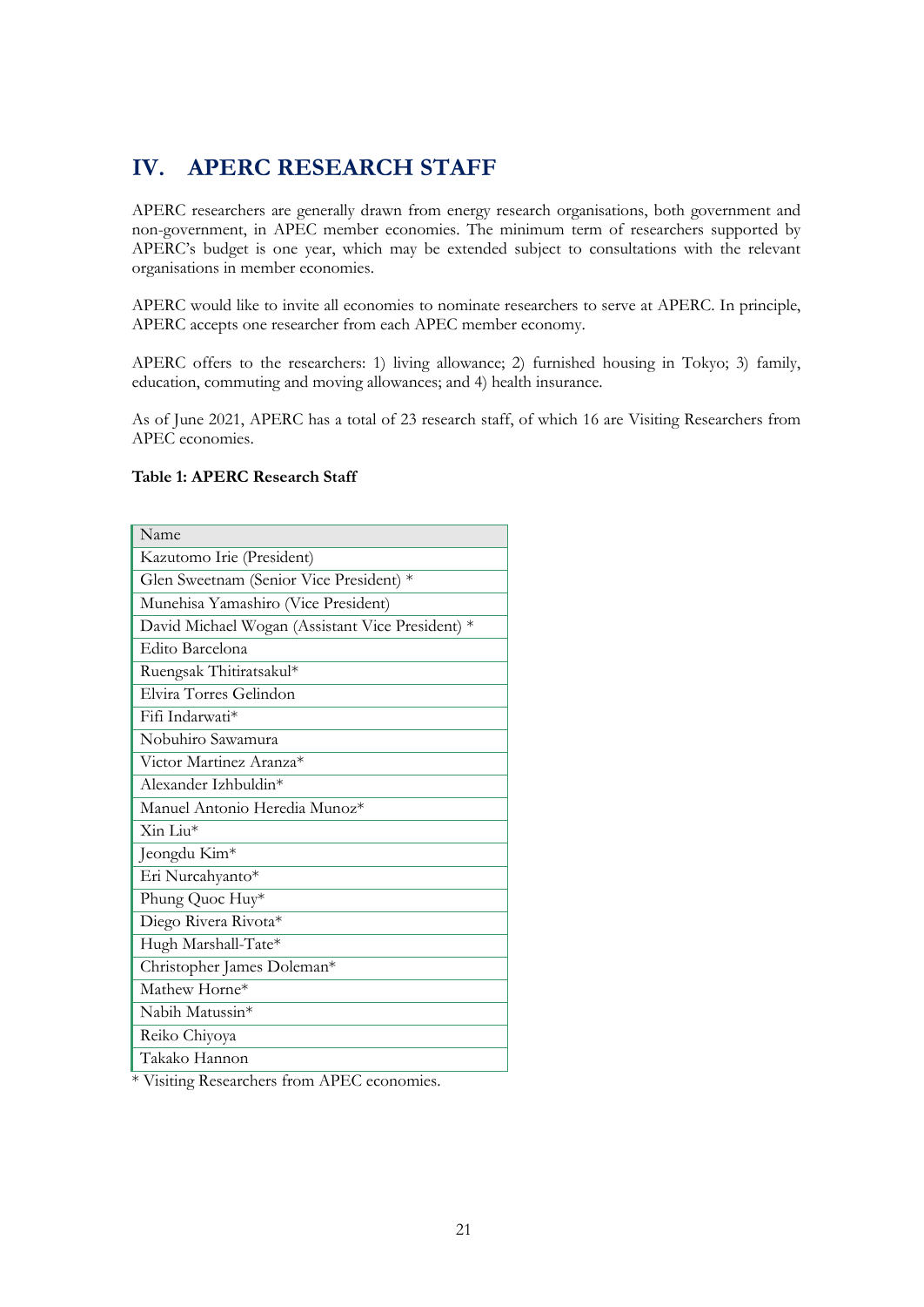# IV. APERC RESEARCH STAFF

APERC researchers are generally drawn from energy research organisations, both government and non-government, in APEC member economies. The minimum term of researchers supported by APERC's budget is one year, which may be extended subject to consultations with the relevant organisations in member economies.

APERC would like to invite all economies to nominate researchers to serve at APERC. In principle, APERC accepts one researcher from each APEC member economy.

APERC offers to the researchers: 1) living allowance; 2) furnished housing in Tokyo; 3) family, education, commuting and moving allowances; and 4) health insurance.

As of June 2021, APERC has a total of 23 research staff, of which 16 are Visiting Researchers from APEC economies.

**Table 1: APERC Research Staff**

| Name |
|---|
| Kazutomo Irie (President) |
| Glen Sweetnam (Senior Vice President) * |
| Munehisa Yamashiro (Vice President) |
| David Michael Wogan (Assistant Vice President) * |
| Edito Barcelona |
| Ruengsak Thitiratsakul* |
| Elvira Torres Gelindon |
| Fifi Indarwati* |
| Nobuhiro Sawamura |
| Victor Martinez Aranza* |
| Alexander Izhbuldin* |
| Manuel Antonio Heredia Munoz* |
| Xin Liu* |
| Jeongdu Kim* |
| Eri Nurcahyanto* |
| Phung Quoc Huy* |
| Diego Rivera Rivota* |
| Hugh Marshall-Tate* |
| Christopher James Doleman* |
| Mathew Horne* |
| Nabih Matussin* |
| Reiko Chiyoya |
| Takako Hannon |

* Visiting Researchers from APEC economies.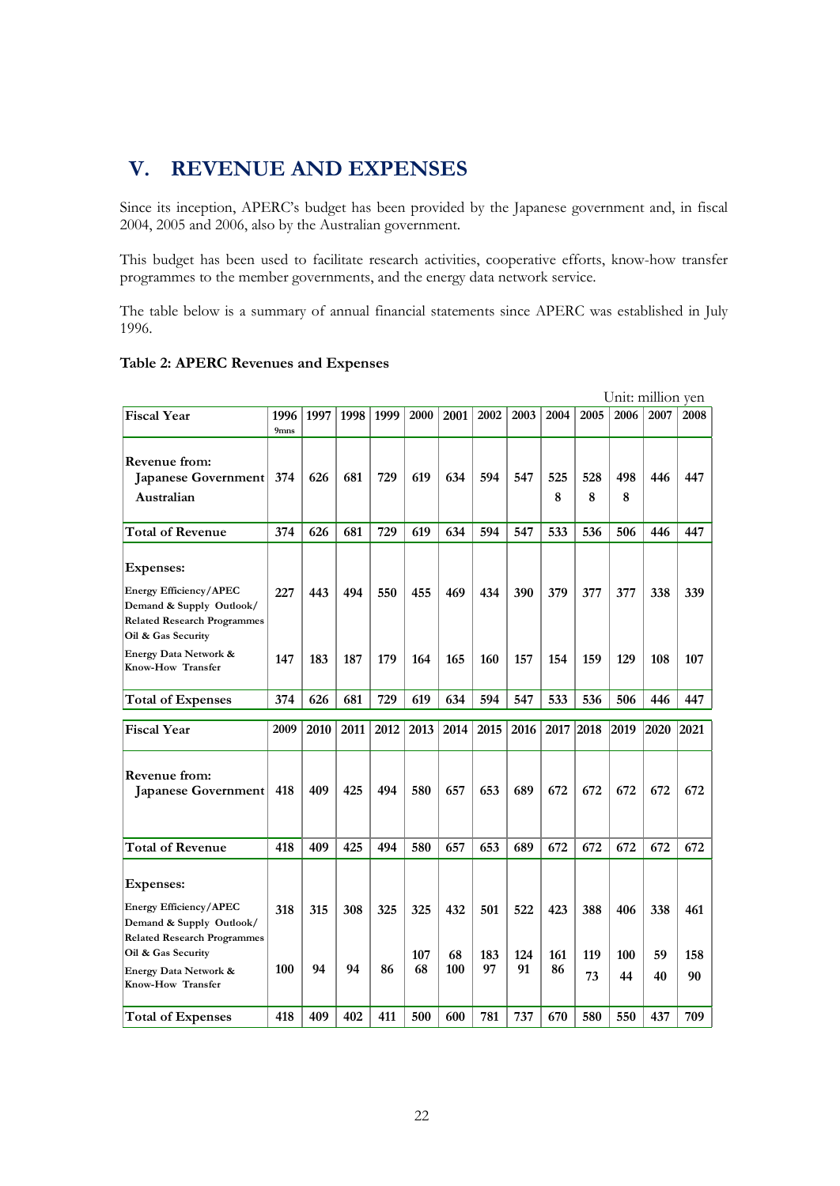# V. REVENUE AND EXPENSES

Since its inception, APERC's budget has been provided by the Japanese government and, in fiscal 2004, 2005 and 2006, also by the Australian government.

This budget has been used to facilitate research activities, cooperative efforts, know-how transfer programmes to the member governments, and the energy data network service.

The table below is a summary of annual financial statements since APERC was established in July 1996.

**Table 2: APERC Revenues and Expenses**

Unit: million yen

| Fiscal Year | 1996 9mns | 1997 | 1998 | 1999 | 2000 | 2001 | 2002 | 2003 | 2004 | 2005 | 2006 | 2007 | 2008 |
|---|---|---|---|---|---|---|---|---|---|---|---|---|---|
| **Revenue from:** | | | | | | | | | | | | | |
| Japanese Government | 374 | 626 | 681 | 729 | 619 | 634 | 594 | 547 | 525 | 528 | 498 | 446 | 447 |
| Australian | | | | | | | | | 8 | 8 | 8 | | |
| **Total of Revenue** | 374 | 626 | 681 | 729 | 619 | 634 | 594 | 547 | 533 | 536 | 506 | 446 | 447 |
| **Expenses:** | | | | | | | | | | | | | |
| Energy Efficiency/APEC Demand & Supply Outlook/ Related Research Programmes Oil & Gas Security | 227 | 443 | 494 | 550 | 455 | 469 | 434 | 390 | 379 | 377 | 377 | 338 | 339 |
| Energy Data Network & Know-How Transfer | 147 | 183 | 187 | 179 | 164 | 165 | 160 | 157 | 154 | 159 | 129 | 108 | 107 |
| **Total of Expenses** | 374 | 626 | 681 | 729 | 619 | 634 | 594 | 547 | 533 | 536 | 506 | 446 | 447 |

| Fiscal Year | 2009 | 2010 | 2011 | 2012 | 2013 | 2014 | 2015 | 2016 | 2017 | 2018 | 2019 | 2020 | 2021 |
|---|---|---|---|---|---|---|---|---|---|---|---|---|---|
| **Revenue from:** | | | | | | | | | | | | | |
| Japanese Government | 418 | 409 | 425 | 494 | 580 | 657 | 653 | 689 | 672 | 672 | 672 | 672 | 672 |
| **Total of Revenue** | 418 | 409 | 425 | 494 | 580 | 657 | 653 | 689 | 672 | 672 | 672 | 672 | 672 |
| **Expenses:** | | | | | | | | | | | | | |
| Energy Efficiency/APEC Demand & Supply Outlook/ Related Research Programmes | 318 | 315 | 308 | 325 | 325 | 432 | 501 | 522 | 423 | 388 | 406 | 338 | 461 |
| Oil & Gas Security | | | | | 107 | 68 | 183 | 124 | 161 | 119 | 100 | 59 | 158 |
| Energy Data Network & Know-How Transfer | 100 | 94 | 94 | 86 | 68 | 100 | 97 | 91 | 86 | 73 | 44 | 40 | 90 |
| **Total of Expenses** | 418 | 409 | 402 | 411 | 500 | 600 | 781 | 737 | 670 | 580 | 550 | 437 | 709 |